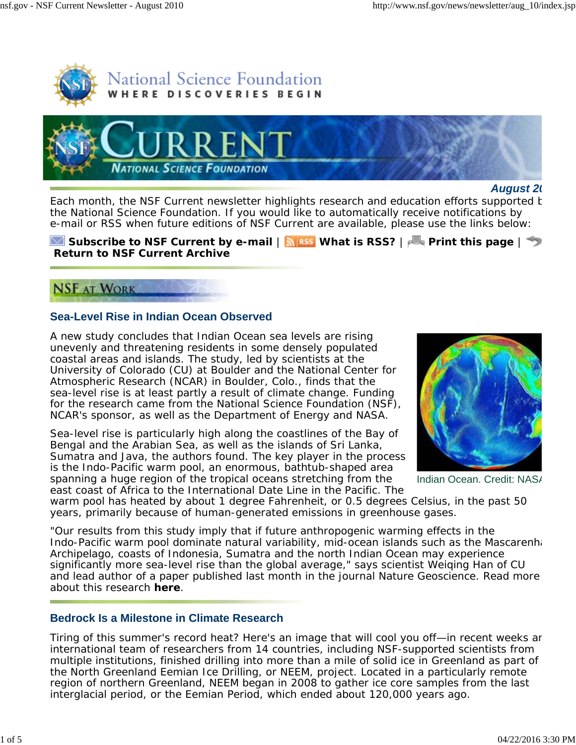National Science Foundation
WHERE DISCOVERIES BEGIN

# CURRENT
NATIONAL SCIENCE FOUNDATION

***August 20***

Each month, the NSF Current newsletter highlights research and education efforts supported b the National Science Foundation. If you would like to automatically receive notifications by e-mail or RSS when future editions of NSF Current are available, please use the links below:

**Subscribe to NSF Current by e-mail** | **What is RSS?** | **Print this page** | **Return to NSF Current Archive**

## NSF AT WORK

### Sea-Level Rise in Indian Ocean Observed

A new study concludes that Indian Ocean sea levels are rising unevenly and threatening residents in some densely populated coastal areas and islands. The study, led by scientists at the University of Colorado (CU) at Boulder and the National Center for Atmospheric Research (NCAR) in Boulder, Colo., finds that the sea-level rise is at least partly a result of climate change. Funding for the research came from the National Science Foundation (NSF), NCAR's sponsor, as well as the Department of Energy and NASA.

Indian Ocean. Credit: NAS/

Sea-level rise is particularly high along the coastlines of the Bay of Bengal and the Arabian Sea, as well as the islands of Sri Lanka, Sumatra and Java, the authors found. The key player in the process is the Indo-Pacific warm pool, an enormous, bathtub-shaped area spanning a huge region of the tropical oceans stretching from the east coast of Africa to the International Date Line in the Pacific. The warm pool has heated by about 1 degree Fahrenheit, or 0.5 degrees Celsius, in the past 50 years, primarily because of human-generated emissions in greenhouse gases.

"Our results from this study imply that if future anthropogenic warming effects in the Indo-Pacific warm pool dominate natural variability, mid-ocean islands such as the Mascarenh Archipelago, coasts of Indonesia, Sumatra and the north Indian Ocean may experience significantly more sea-level rise than the global average," says scientist Weiqing Han of CU and lead author of a paper published last month in the journal Nature Geoscience. Read more about this research **here**.

### Bedrock Is a Milestone in Climate Research

Tiring of this summer's record heat? Here's an image that will cool you off—in recent weeks ar international team of researchers from 14 countries, including NSF-supported scientists from multiple institutions, finished drilling into more than a mile of solid ice in Greenland as part of the North Greenland Eemian Ice Drilling, or NEEM, project. Located in a particularly remote region of northern Greenland, NEEM began in 2008 to gather ice core samples from the last interglacial period, or the Eemian Period, which ended about 120,000 years ago.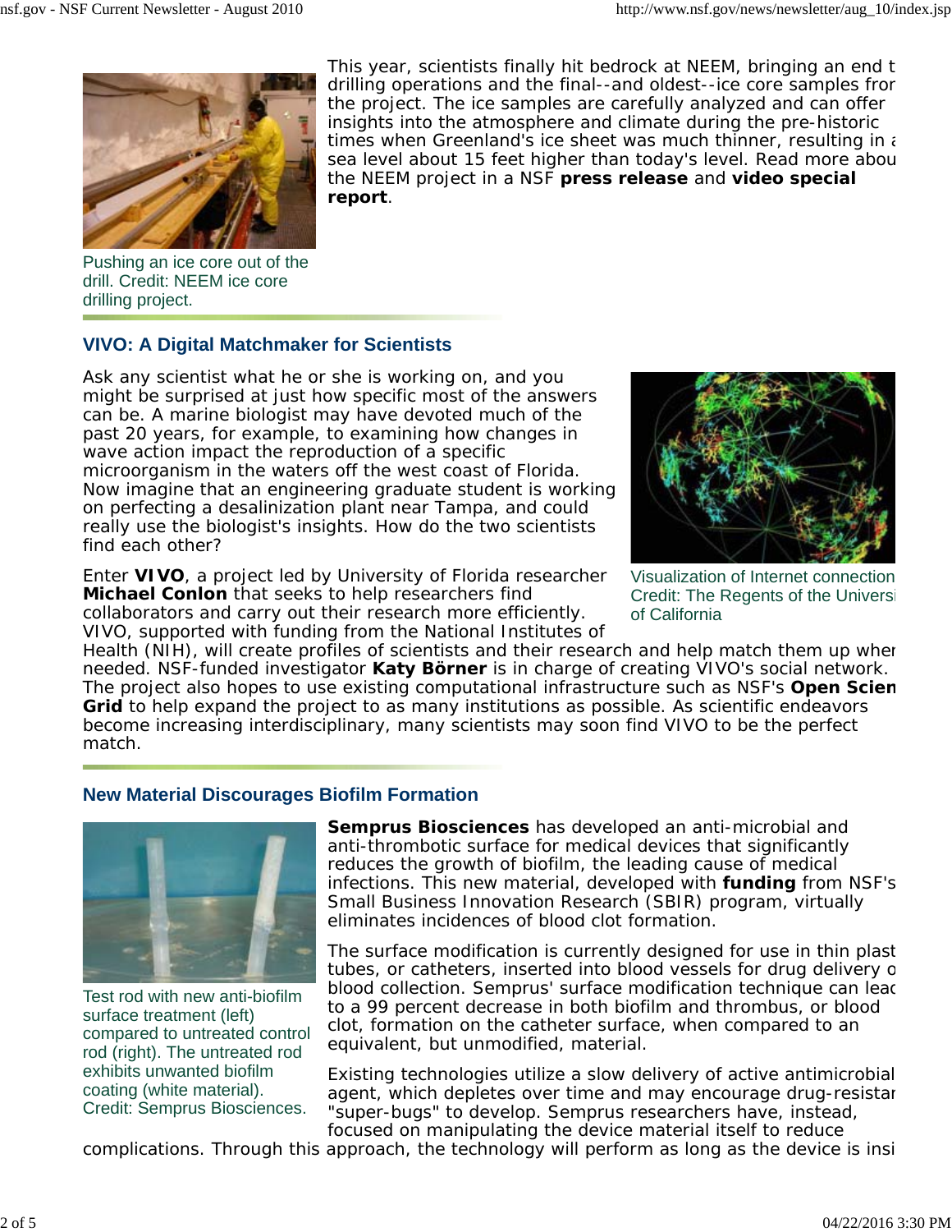This year, scientists finally hit bedrock at NEEM, bringing an end t drilling operations and the final--and oldest--ice core samples fror the project. The ice samples are carefully analyzed and can offer insights into the atmosphere and climate during the pre-historic times when Greenland's ice sheet was much thinner, resulting in a sea level about 15 feet higher than today's level. Read more abou the NEEM project in a NSF **press release** and **video special report**.

Pushing an ice core out of the drill. Credit: NEEM ice core drilling project.

## VIVO: A Digital Matchmaker for Scientists

Ask any scientist what he or she is working on, and you might be surprised at just how specific most of the answers can be. A marine biologist may have devoted much of the past 20 years, for example, to examining how changes in wave action impact the reproduction of a specific microorganism in the waters off the west coast of Florida. Now imagine that an engineering graduate student is working on perfecting a desalinization plant near Tampa, and could really use the biologist's insights. How do the two scientists find each other?

Visualization of Internet connection Credit: The Regents of the Universi of California

Enter **VIVO**, a project led by University of Florida researcher **Michael Conlon** that seeks to help researchers find collaborators and carry out their research more efficiently. VIVO, supported with funding from the National Institutes of Health (NIH), will create profiles of scientists and their research and help match them up wher needed. NSF-funded investigator **Katy Börner** is in charge of creating VIVO's social network. The project also hopes to use existing computational infrastructure such as NSF's **Open Scien Grid** to help expand the project to as many institutions as possible. As scientific endeavors become increasing interdisciplinary, many scientists may soon find VIVO to be the perfect match.

## New Material Discourages Biofilm Formation

**Semprus Biosciences** has developed an anti-microbial and anti-thrombotic surface for medical devices that significantly reduces the growth of biofilm, the leading cause of medical infections. This new material, developed with **funding** from NSF's Small Business Innovation Research (SBIR) program, virtually eliminates incidences of blood clot formation.

Test rod with new anti-biofilm surface treatment (left) compared to untreated control rod (right). The untreated rod exhibits unwanted biofilm coating (white material). Credit: Semprus Biosciences.

The surface modification is currently designed for use in thin plast tubes, or catheters, inserted into blood vessels for drug delivery o blood collection. Semprus' surface modification technique can leac to a 99 percent decrease in both biofilm and thrombus, or blood clot, formation on the catheter surface, when compared to an equivalent, but unmodified, material.

Existing technologies utilize a slow delivery of active antimicrobial agent, which depletes over time and may encourage drug-resistar "super-bugs" to develop. Semprus researchers have, instead, focused on manipulating the device material itself to reduce complications. Through this approach, the technology will perform as long as the device is insi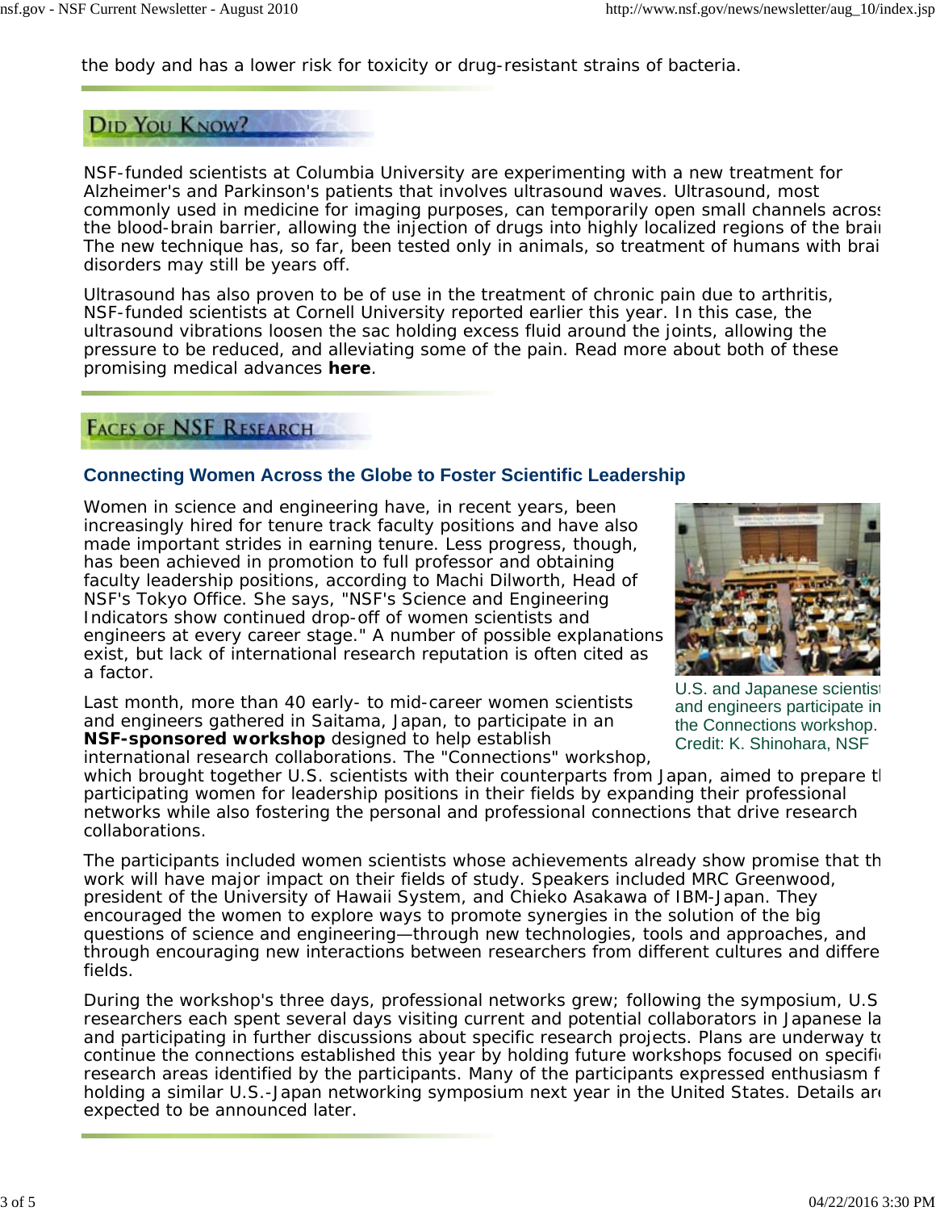the body and has a lower risk for toxicity or drug-resistant strains of bacteria.

## Did You Know?

NSF-funded scientists at Columbia University are experimenting with a new treatment for Alzheimer's and Parkinson's patients that involves ultrasound waves. Ultrasound, most commonly used in medicine for imaging purposes, can temporarily open small channels across the blood-brain barrier, allowing the injection of drugs into highly localized regions of the brain. The new technique has, so far, been tested only in animals, so treatment of humans with brain disorders may still be years off.

Ultrasound has also proven to be of use in the treatment of chronic pain due to arthritis, NSF-funded scientists at Cornell University reported earlier this year. In this case, the ultrasound vibrations loosen the sac holding excess fluid around the joints, allowing the pressure to be reduced, and alleviating some of the pain. Read more about both of these promising medical advances **here**.

## Faces of NSF Research

### Connecting Women Across the Globe to Foster Scientific Leadership

Women in science and engineering have, in recent years, been increasingly hired for tenure track faculty positions and have also made important strides in earning tenure. Less progress, though, has been achieved in promotion to full professor and obtaining faculty leadership positions, according to Machi Dilworth, Head of NSF's Tokyo Office. She says, "NSF's Science and Engineering Indicators show continued drop-off of women scientists and engineers at every career stage." A number of possible explanations exist, but lack of international research reputation is often cited as a factor.

U.S. and Japanese scientists and engineers participate in the Connections workshop. Credit: K. Shinohara, NSF

Last month, more than 40 early- to mid-career women scientists and engineers gathered in Saitama, Japan, to participate in an **NSF-sponsored workshop** designed to help establish international research collaborations. The "Connections" workshop, which brought together U.S. scientists with their counterparts from Japan, aimed to prepare the participating women for leadership positions in their fields by expanding their professional networks while also fostering the personal and professional connections that drive research collaborations.

The participants included women scientists whose achievements already show promise that their work will have major impact on their fields of study. Speakers included MRC Greenwood, president of the University of Hawaii System, and Chieko Asakawa of IBM-Japan. They encouraged the women to explore ways to promote synergies in the solution of the big questions of science and engineering—through new technologies, tools and approaches, and through encouraging new interactions between researchers from different cultures and different fields.

During the workshop's three days, professional networks grew; following the symposium, U.S. researchers each spent several days visiting current and potential collaborators in Japanese labs and participating in further discussions about specific research projects. Plans are underway to continue the connections established this year by holding future workshops focused on specific research areas identified by the participants. Many of the participants expressed enthusiasm for holding a similar U.S.-Japan networking symposium next year in the United States. Details are expected to be announced later.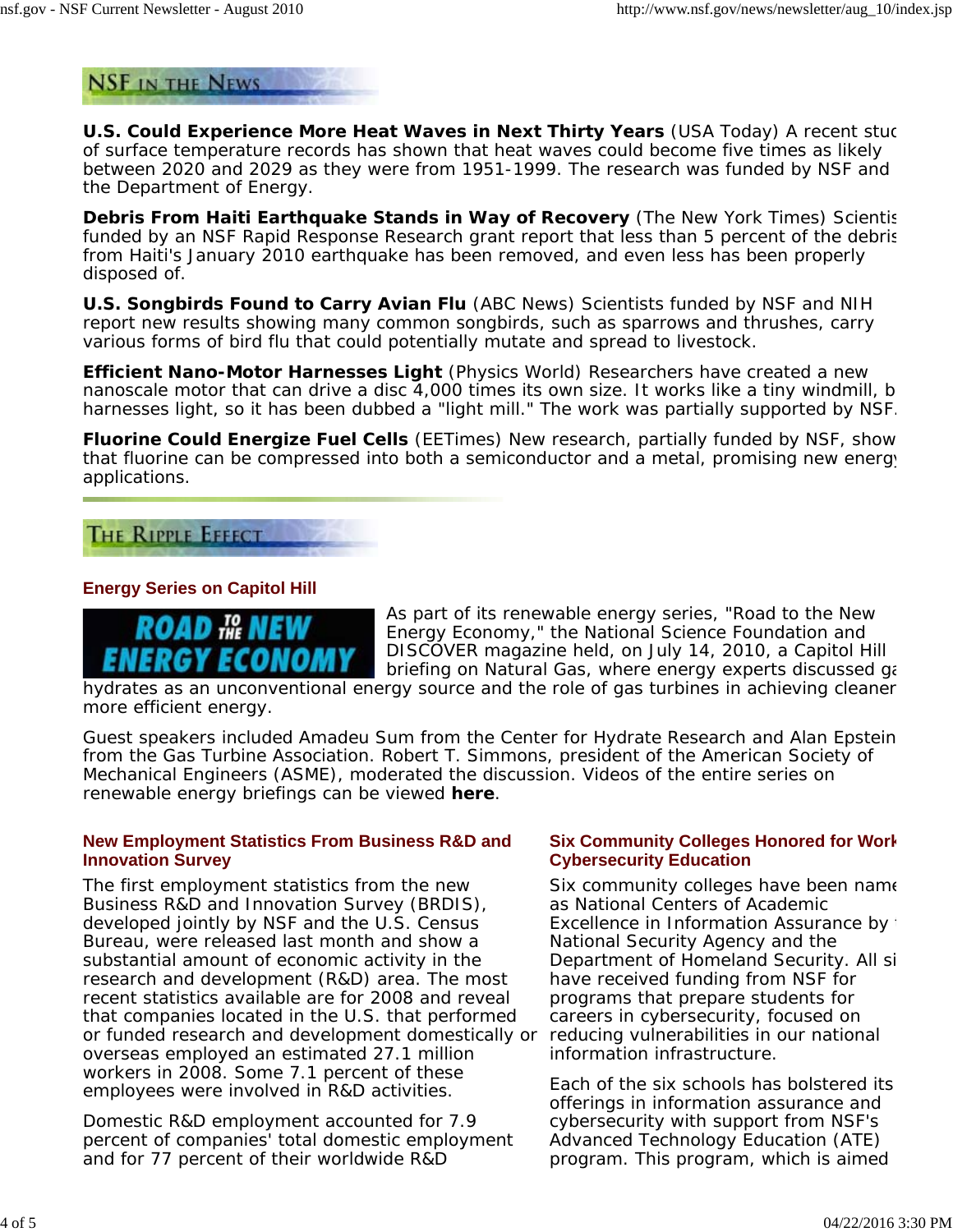## NSF IN THE NEWS

**U.S. Could Experience More Heat Waves in Next Thirty Years** (USA Today) A recent stuc of surface temperature records has shown that heat waves could become five times as likely between 2020 and 2029 as they were from 1951-1999. The research was funded by NSF and the Department of Energy.

**Debris From Haiti Earthquake Stands in Way of Recovery** (The New York Times) Scientis funded by an NSF Rapid Response Research grant report that less than 5 percent of the debris from Haiti's January 2010 earthquake has been removed, and even less has been properly disposed of.

**U.S. Songbirds Found to Carry Avian Flu** (ABC News) Scientists funded by NSF and NIH report new results showing many common songbirds, such as sparrows and thrushes, carry various forms of bird flu that could potentially mutate and spread to livestock.

**Efficient Nano-Motor Harnesses Light** (Physics World) Researchers have created a new nanoscale motor that can drive a disc 4,000 times its own size. It works like a tiny windmill, b harnesses light, so it has been dubbed a "light mill." The work was partially supported by NSF.

**Fluorine Could Energize Fuel Cells** (EETimes) New research, partially funded by NSF, show that fluorine can be compressed into both a semiconductor and a metal, promising new energy applications.

## THE RIPPLE EFFECT

### Energy Series on Capitol Hill

ROAD TO THE NEW ENERGY ECONOMY

As part of its renewable energy series, "Road to the New Energy Economy," the National Science Foundation and DISCOVER magazine held, on July 14, 2010, a Capitol Hill briefing on Natural Gas, where energy experts discussed ga hydrates as an unconventional energy source and the role of gas turbines in achieving cleaner more efficient energy.

Guest speakers included Amadeu Sum from the Center for Hydrate Research and Alan Epstein from the Gas Turbine Association. Robert T. Simmons, president of the American Society of Mechanical Engineers (ASME), moderated the discussion. Videos of the entire series on renewable energy briefings can be viewed **here**.

### New Employment Statistics From Business R&D and Innovation Survey

The first employment statistics from the new Business R&D and Innovation Survey (BRDIS), developed jointly by NSF and the U.S. Census Bureau, were released last month and show a substantial amount of economic activity in the research and development (R&D) area. The most recent statistics available are for 2008 and reveal that companies located in the U.S. that performed or funded research and development domestically or overseas employed an estimated 27.1 million workers in 2008. Some 7.1 percent of these employees were involved in R&D activities.

Domestic R&D employment accounted for 7.9 percent of companies' total domestic employment and for 77 percent of their worldwide R&D

### Six Community Colleges Honored for Work Cybersecurity Education

Six community colleges have been name as National Centers of Academic Excellence in Information Assurance by t National Security Agency and the Department of Homeland Security. All si have received funding from NSF for programs that prepare students for careers in cybersecurity, focused on reducing vulnerabilities in our national information infrastructure.

Each of the six schools has bolstered its offerings in information assurance and cybersecurity with support from NSF's Advanced Technology Education (ATE) program. This program, which is aimed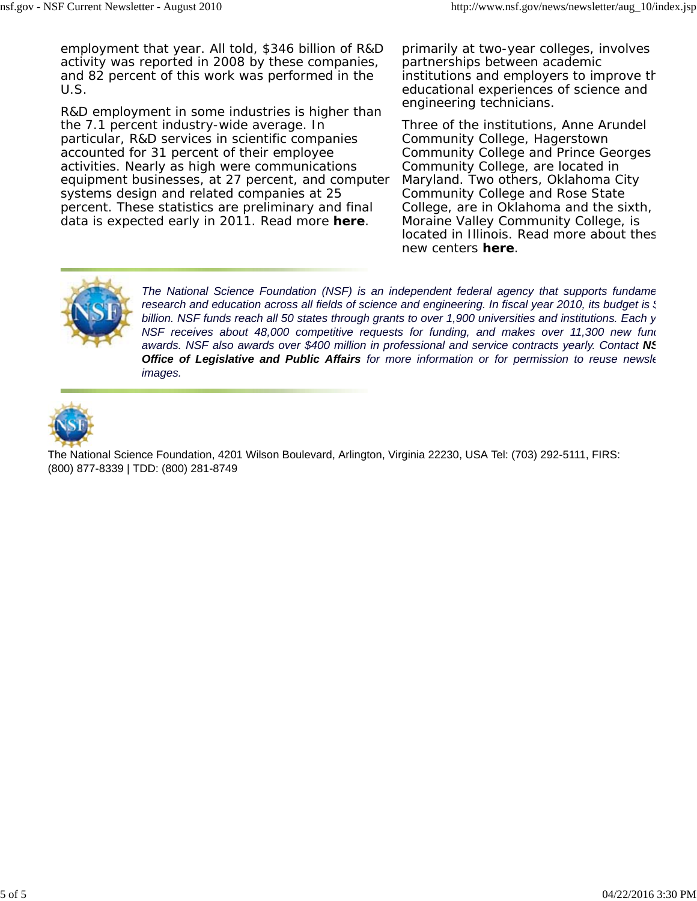employment that year. All told, $346 billion of R&D activity was reported in 2008 by these companies, and 82 percent of this work was performed in the U.S.

R&D employment in some industries is higher than the 7.1 percent industry-wide average. In particular, R&D services in scientific companies accounted for 31 percent of their employee activities. Nearly as high were communications equipment businesses, at 27 percent, and computer systems design and related companies at 25 percent. These statistics are preliminary and final data is expected early in 2011. Read more **here**.

primarily at two-year colleges, involves partnerships between academic institutions and employers to improve th educational experiences of science and engineering technicians.

Three of the institutions, Anne Arundel Community College, Hagerstown Community College and Prince Georges Community College, are located in Maryland. Two others, Oklahoma City Community College and Rose State College, are in Oklahoma and the sixth, Moraine Valley Community College, is located in Illinois. Read more about thes new centers **here**.

*The National Science Foundation (NSF) is an independent federal agency that supports fundame research and education across all fields of science and engineering. In fiscal year 2010, its budget is $ billion. NSF funds reach all 50 states through grants to over 1,900 universities and institutions. Each y NSF receives about 48,000 competitive requests for funding, and makes over 11,300 new fund awards. NSF also awards over $400 million in professional and service contracts yearly. Contact* ***NS Office of Legislative and Public Affairs*** *for more information or for permission to reuse newsle images.*

The National Science Foundation, 4201 Wilson Boulevard, Arlington, Virginia 22230, USA Tel: (703) 292-5111, FIRS: (800) 877-8339 | TDD: (800) 281-8749